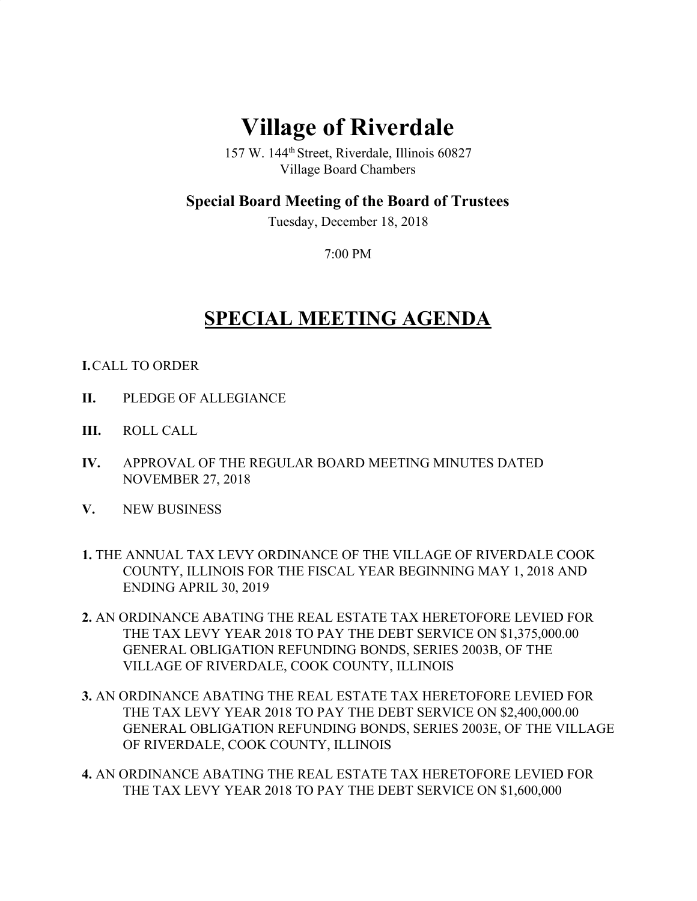# Village of Riverdale

157 W. 144th Street, Riverdale, Illinois 60827
Village Board Chambers

## Special Board Meeting of the Board of Trustees

Tuesday, December 18, 2018

7:00 PM

## SPECIAL MEETING AGENDA

**I.** CALL TO ORDER

**II.** PLEDGE OF ALLEGIANCE

**III.** ROLL CALL

**IV.** APPROVAL OF THE REGULAR BOARD MEETING MINUTES DATED NOVEMBER 27, 2018

**V.** NEW BUSINESS

**1.** THE ANNUAL TAX LEVY ORDINANCE OF THE VILLAGE OF RIVERDALE COOK COUNTY, ILLINOIS FOR THE FISCAL YEAR BEGINNING MAY 1, 2018 AND ENDING APRIL 30, 2019

**2.** AN ORDINANCE ABATING THE REAL ESTATE TAX HERETOFORE LEVIED FOR THE TAX LEVY YEAR 2018 TO PAY THE DEBT SERVICE ON $1,375,000.00 GENERAL OBLIGATION REFUNDING BONDS, SERIES 2003B, OF THE VILLAGE OF RIVERDALE, COOK COUNTY, ILLINOIS

**3.** AN ORDINANCE ABATING THE REAL ESTATE TAX HERETOFORE LEVIED FOR THE TAX LEVY YEAR 2018 TO PAY THE DEBT SERVICE ON $2,400,000.00 GENERAL OBLIGATION REFUNDING BONDS, SERIES 2003E, OF THE VILLAGE OF RIVERDALE, COOK COUNTY, ILLINOIS

**4.** AN ORDINANCE ABATING THE REAL ESTATE TAX HERETOFORE LEVIED FOR THE TAX LEVY YEAR 2018 TO PAY THE DEBT SERVICE ON $1,600,000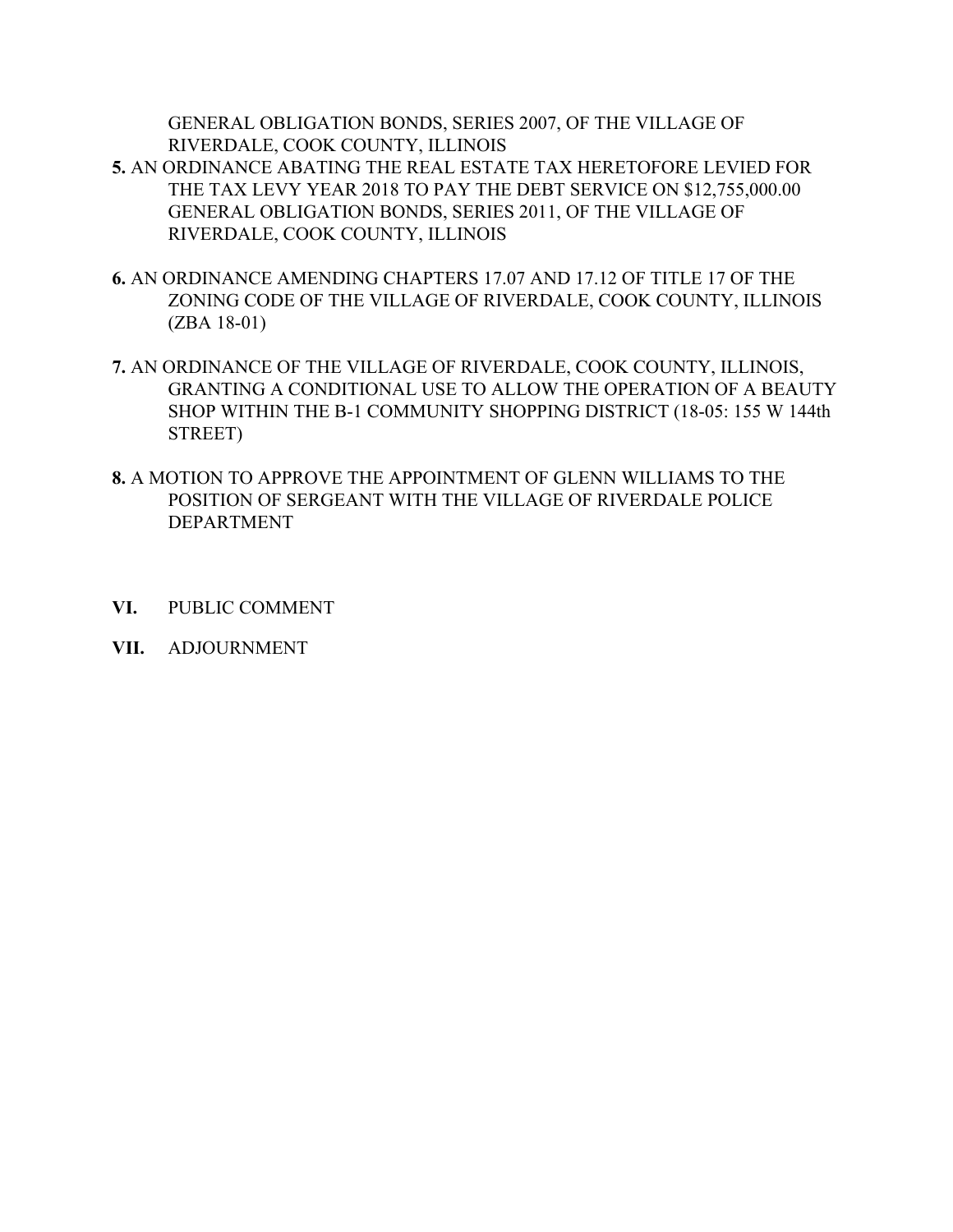GENERAL OBLIGATION BONDS, SERIES 2007, OF THE VILLAGE OF RIVERDALE, COOK COUNTY, ILLINOIS

**5.** AN ORDINANCE ABATING THE REAL ESTATE TAX HERETOFORE LEVIED FOR THE TAX LEVY YEAR 2018 TO PAY THE DEBT SERVICE ON $12,755,000.00 GENERAL OBLIGATION BONDS, SERIES 2011, OF THE VILLAGE OF RIVERDALE, COOK COUNTY, ILLINOIS

**6.** AN ORDINANCE AMENDING CHAPTERS 17.07 AND 17.12 OF TITLE 17 OF THE ZONING CODE OF THE VILLAGE OF RIVERDALE, COOK COUNTY, ILLINOIS (ZBA 18-01)

**7.** AN ORDINANCE OF THE VILLAGE OF RIVERDALE, COOK COUNTY, ILLINOIS, GRANTING A CONDITIONAL USE TO ALLOW THE OPERATION OF A BEAUTY SHOP WITHIN THE B-1 COMMUNITY SHOPPING DISTRICT (18-05: 155 W 144th STREET)

**8.** A MOTION TO APPROVE THE APPOINTMENT OF GLENN WILLIAMS TO THE POSITION OF SERGEANT WITH THE VILLAGE OF RIVERDALE POLICE DEPARTMENT

**VI.** PUBLIC COMMENT

**VII.** ADJOURNMENT